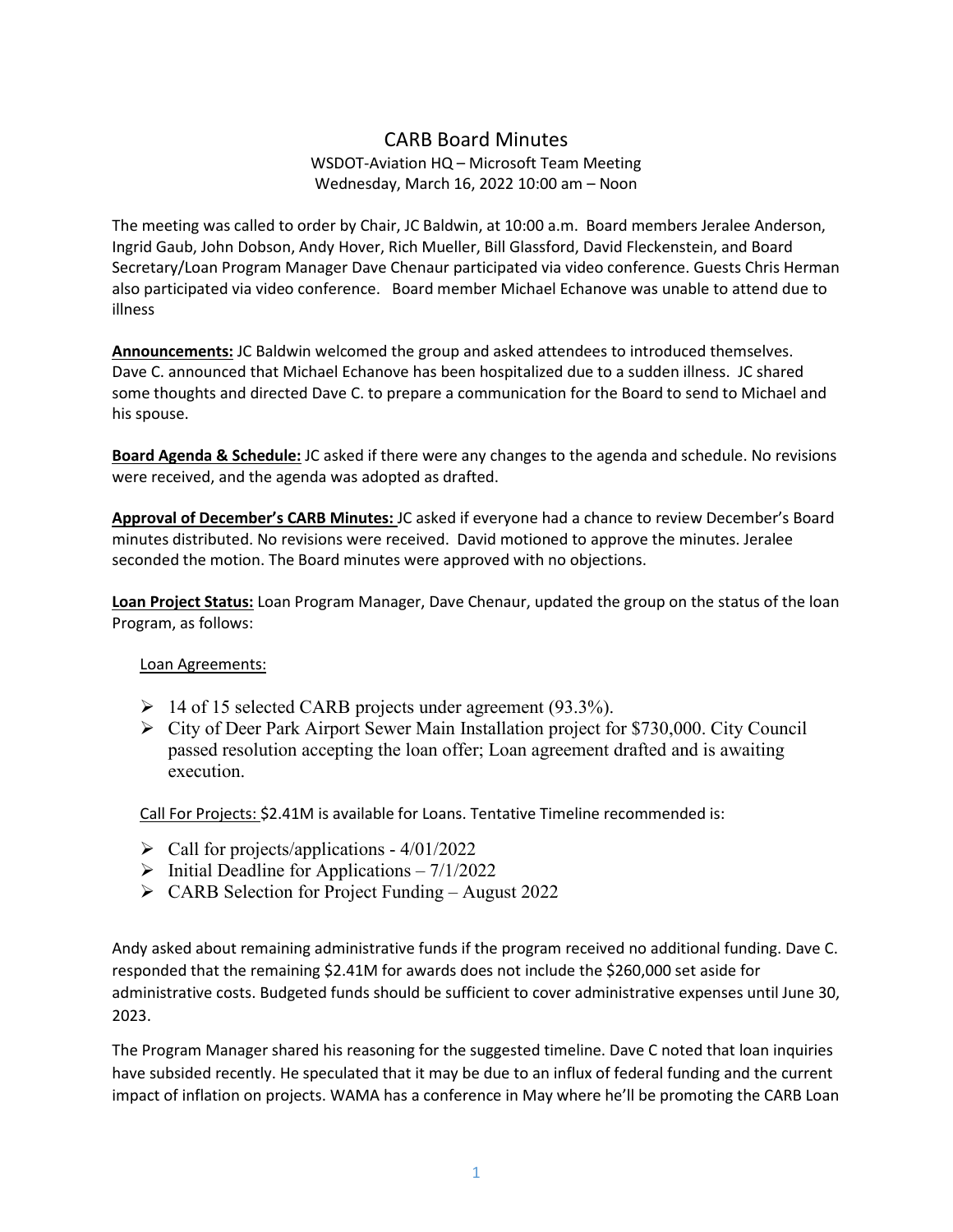# CARB Board Minutes

WSDOT-Aviation HQ – Microsoft Team Meeting
Wednesday, March 16, 2022 10:00 am – Noon

The meeting was called to order by Chair, JC Baldwin, at 10:00 a.m. Board members Jeralee Anderson, Ingrid Gaub, John Dobson, Andy Hover, Rich Mueller, Bill Glassford, David Fleckenstein, and Board Secretary/Loan Program Manager Dave Chenaur participated via video conference. Guests Chris Herman also participated via video conference. Board member Michael Echanove was unable to attend due to illness

**Announcements:** JC Baldwin welcomed the group and asked attendees to introduced themselves. Dave C. announced that Michael Echanove has been hospitalized due to a sudden illness. JC shared some thoughts and directed Dave C. to prepare a communication for the Board to send to Michael and his spouse.

**Board Agenda & Schedule:** JC asked if there were any changes to the agenda and schedule. No revisions were received, and the agenda was adopted as drafted.

**Approval of December's CARB Minutes:** JC asked if everyone had a chance to review December's Board minutes distributed. No revisions were received. David motioned to approve the minutes. Jeralee seconded the motion. The Board minutes were approved with no objections.

**Loan Project Status:** Loan Program Manager, Dave Chenaur, updated the group on the status of the loan Program, as follows:

Loan Agreements:

- 14 of 15 selected CARB projects under agreement (93.3%).
- City of Deer Park Airport Sewer Main Installation project for $730,000. City Council passed resolution accepting the loan offer; Loan agreement drafted and is awaiting execution.

Call For Projects: $2.41M is available for Loans. Tentative Timeline recommended is:

- Call for projects/applications - 4/01/2022
- Initial Deadline for Applications – 7/1/2022
- CARB Selection for Project Funding – August 2022

Andy asked about remaining administrative funds if the program received no additional funding. Dave C. responded that the remaining $2.41M for awards does not include the $260,000 set aside for administrative costs. Budgeted funds should be sufficient to cover administrative expenses until June 30, 2023.

The Program Manager shared his reasoning for the suggested timeline. Dave C noted that loan inquiries have subsided recently. He speculated that it may be due to an influx of federal funding and the current impact of inflation on projects. WAMA has a conference in May where he'll be promoting the CARB Loan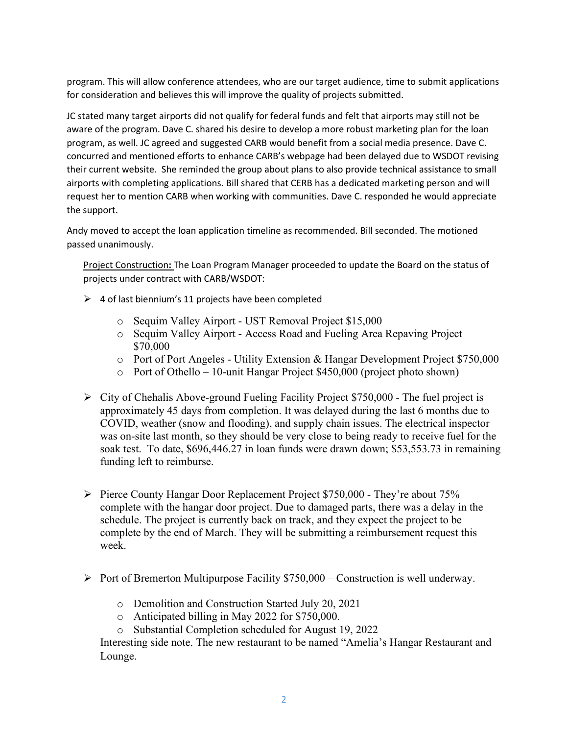program. This will allow conference attendees, who are our target audience, time to submit applications for consideration and believes this will improve the quality of projects submitted.

JC stated many target airports did not qualify for federal funds and felt that airports may still not be aware of the program. Dave C. shared his desire to develop a more robust marketing plan for the loan program, as well. JC agreed and suggested CARB would benefit from a social media presence. Dave C. concurred and mentioned efforts to enhance CARB's webpage had been delayed due to WSDOT revising their current website. She reminded the group about plans to also provide technical assistance to small airports with completing applications. Bill shared that CERB has a dedicated marketing person and will request her to mention CARB when working with communities. Dave C. responded he would appreciate the support.

Andy moved to accept the loan application timeline as recommended. Bill seconded. The motioned passed unanimously.

<u>Project Construction</u>**:** The Loan Program Manager proceeded to update the Board on the status of projects under contract with CARB/WSDOT:

- 4 of last biennium's 11 projects have been completed
  - Sequim Valley Airport - UST Removal Project $15,000
  - Sequim Valley Airport - Access Road and Fueling Area Repaving Project $70,000
  - Port of Port Angeles - Utility Extension & Hangar Development Project $750,000
  - Port of Othello – 10-unit Hangar Project $450,000 (project photo shown)

- City of Chehalis Above-ground Fueling Facility Project $750,000 - The fuel project is approximately 45 days from completion. It was delayed during the last 6 months due to COVID, weather (snow and flooding), and supply chain issues. The electrical inspector was on-site last month, so they should be very close to being ready to receive fuel for the soak test. To date, $696,446.27 in loan funds were drawn down; $53,553.73 in remaining funding left to reimburse.

- Pierce County Hangar Door Replacement Project $750,000 - They're about 75% complete with the hangar door project. Due to damaged parts, there was a delay in the schedule. The project is currently back on track, and they expect the project to be complete by the end of March. They will be submitting a reimbursement request this week.

- Port of Bremerton Multipurpose Facility $750,000 – Construction is well underway.
  - Demolition and Construction Started July 20, 2021
  - Anticipated billing in May 2022 for $750,000.
  - Substantial Completion scheduled for August 19, 2022

  Interesting side note. The new restaurant to be named "Amelia's Hangar Restaurant and Lounge.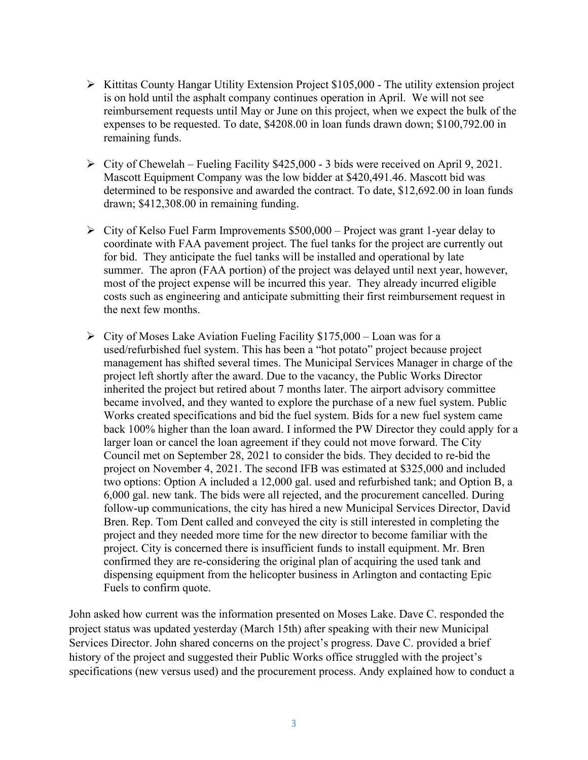- Kittitas County Hangar Utility Extension Project $105,000 - The utility extension project is on hold until the asphalt company continues operation in April. We will not see reimbursement requests until May or June on this project, when we expect the bulk of the expenses to be requested. To date, $4208.00 in loan funds drawn down; $100,792.00 in remaining funds.

- City of Chewelah – Fueling Facility $425,000 - 3 bids were received on April 9, 2021. Mascott Equipment Company was the low bidder at $420,491.46. Mascott bid was determined to be responsive and awarded the contract. To date, $12,692.00 in loan funds drawn; $412,308.00 in remaining funding.

- City of Kelso Fuel Farm Improvements $500,000 – Project was grant 1-year delay to coordinate with FAA pavement project. The fuel tanks for the project are currently out for bid. They anticipate the fuel tanks will be installed and operational by late summer. The apron (FAA portion) of the project was delayed until next year, however, most of the project expense will be incurred this year. They already incurred eligible costs such as engineering and anticipate submitting their first reimbursement request in the next few months.

- City of Moses Lake Aviation Fueling Facility $175,000 – Loan was for a used/refurbished fuel system. This has been a "hot potato" project because project management has shifted several times. The Municipal Services Manager in charge of the project left shortly after the award. Due to the vacancy, the Public Works Director inherited the project but retired about 7 months later. The airport advisory committee became involved, and they wanted to explore the purchase of a new fuel system. Public Works created specifications and bid the fuel system. Bids for a new fuel system came back 100% higher than the loan award. I informed the PW Director they could apply for a larger loan or cancel the loan agreement if they could not move forward. The City Council met on September 28, 2021 to consider the bids. They decided to re-bid the project on November 4, 2021. The second IFB was estimated at $325,000 and included two options: Option A included a 12,000 gal. used and refurbished tank; and Option B, a 6,000 gal. new tank. The bids were all rejected, and the procurement cancelled. During follow-up communications, the city has hired a new Municipal Services Director, David Bren. Rep. Tom Dent called and conveyed the city is still interested in completing the project and they needed more time for the new director to become familiar with the project. City is concerned there is insufficient funds to install equipment. Mr. Bren confirmed they are re-considering the original plan of acquiring the used tank and dispensing equipment from the helicopter business in Arlington and contacting Epic Fuels to confirm quote.

John asked how current was the information presented on Moses Lake. Dave C. responded the project status was updated yesterday (March 15th) after speaking with their new Municipal Services Director. John shared concerns on the project's progress. Dave C. provided a brief history of the project and suggested their Public Works office struggled with the project's specifications (new versus used) and the procurement process. Andy explained how to conduct a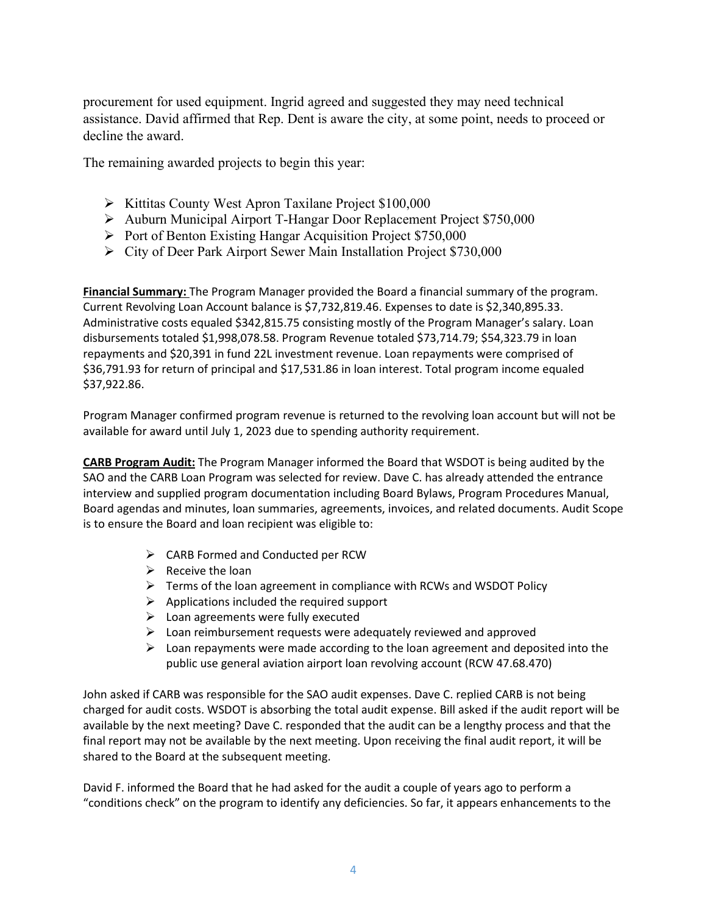procurement for used equipment. Ingrid agreed and suggested they may need technical assistance. David affirmed that Rep. Dent is aware the city, at some point, needs to proceed or decline the award.

The remaining awarded projects to begin this year:

- Kittitas County West Apron Taxilane Project $100,000
- Auburn Municipal Airport T-Hangar Door Replacement Project $750,000
- Port of Benton Existing Hangar Acquisition Project $750,000
- City of Deer Park Airport Sewer Main Installation Project $730,000

**Financial Summary:** The Program Manager provided the Board a financial summary of the program. Current Revolving Loan Account balance is $7,732,819.46. Expenses to date is $2,340,895.33. Administrative costs equaled $342,815.75 consisting mostly of the Program Manager's salary. Loan disbursements totaled $1,998,078.58. Program Revenue totaled $73,714.79; $54,323.79 in loan repayments and $20,391 in fund 22L investment revenue. Loan repayments were comprised of $36,791.93 for return of principal and $17,531.86 in loan interest. Total program income equaled $37,922.86.

Program Manager confirmed program revenue is returned to the revolving loan account but will not be available for award until July 1, 2023 due to spending authority requirement.

**CARB Program Audit:** The Program Manager informed the Board that WSDOT is being audited by the SAO and the CARB Loan Program was selected for review. Dave C. has already attended the entrance interview and supplied program documentation including Board Bylaws, Program Procedures Manual, Board agendas and minutes, loan summaries, agreements, invoices, and related documents. Audit Scope is to ensure the Board and loan recipient was eligible to:

- CARB Formed and Conducted per RCW
- Receive the loan
- Terms of the loan agreement in compliance with RCWs and WSDOT Policy
- Applications included the required support
- Loan agreements were fully executed
- Loan reimbursement requests were adequately reviewed and approved
- Loan repayments were made according to the loan agreement and deposited into the public use general aviation airport loan revolving account (RCW 47.68.470)

John asked if CARB was responsible for the SAO audit expenses. Dave C. replied CARB is not being charged for audit costs. WSDOT is absorbing the total audit expense. Bill asked if the audit report will be available by the next meeting? Dave C. responded that the audit can be a lengthy process and that the final report may not be available by the next meeting. Upon receiving the final audit report, it will be shared to the Board at the subsequent meeting.

David F. informed the Board that he had asked for the audit a couple of years ago to perform a "conditions check" on the program to identify any deficiencies. So far, it appears enhancements to the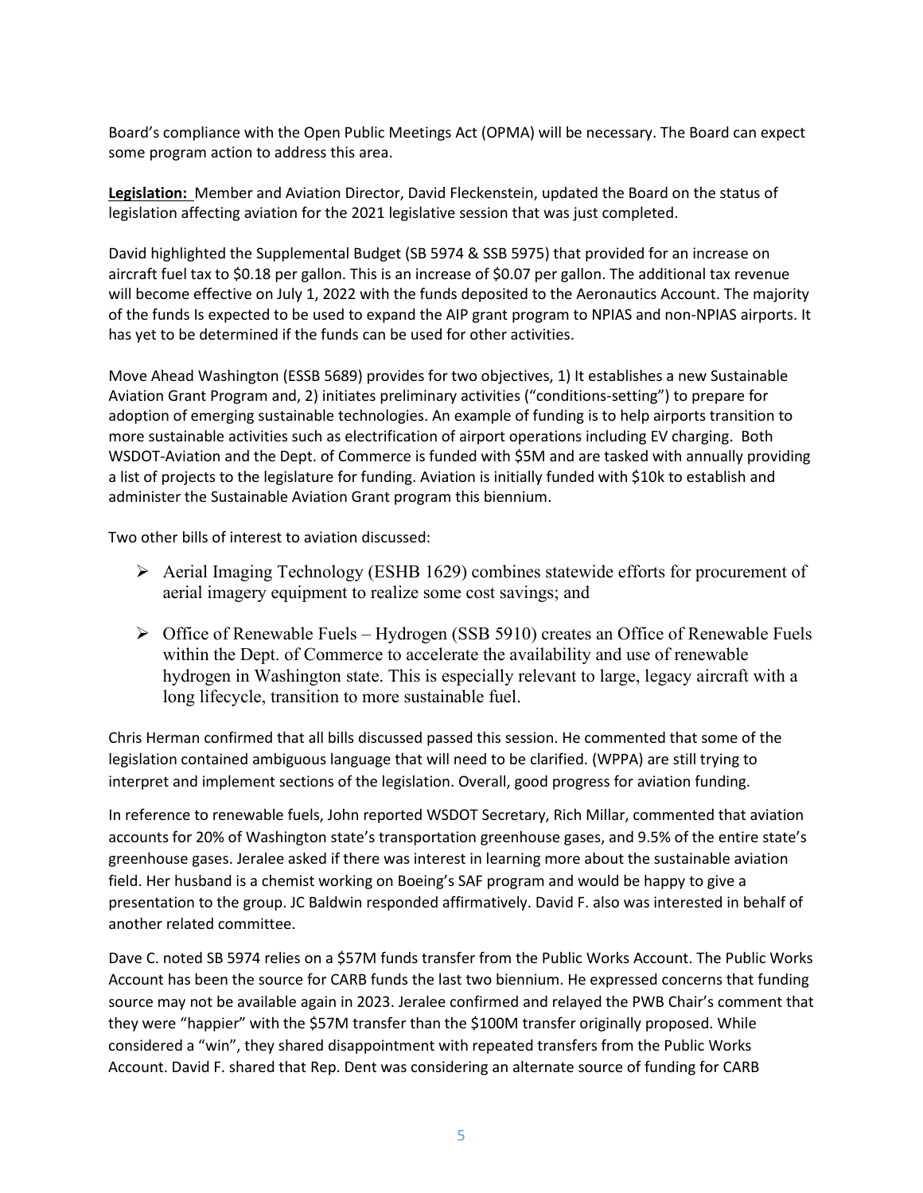Board's compliance with the Open Public Meetings Act (OPMA) will be necessary. The Board can expect some program action to address this area.

**Legislation:** Member and Aviation Director, David Fleckenstein, updated the Board on the status of legislation affecting aviation for the 2021 legislative session that was just completed.

David highlighted the Supplemental Budget (SB 5974 & SSB 5975) that provided for an increase on aircraft fuel tax to \$0.18 per gallon. This is an increase of \$0.07 per gallon. The additional tax revenue will become effective on July 1, 2022 with the funds deposited to the Aeronautics Account. The majority of the funds Is expected to be used to expand the AIP grant program to NPIAS and non-NPIAS airports. It has yet to be determined if the funds can be used for other activities.

Move Ahead Washington (ESSB 5689) provides for two objectives, 1) It establishes a new Sustainable Aviation Grant Program and, 2) initiates preliminary activities ("conditions-setting") to prepare for adoption of emerging sustainable technologies. An example of funding is to help airports transition to more sustainable activities such as electrification of airport operations including EV charging. Both WSDOT-Aviation and the Dept. of Commerce is funded with \$5M and are tasked with annually providing a list of projects to the legislature for funding. Aviation is initially funded with \$10k to establish and administer the Sustainable Aviation Grant program this biennium.

Two other bills of interest to aviation discussed:

- Aerial Imaging Technology (ESHB 1629) combines statewide efforts for procurement of aerial imagery equipment to realize some cost savings; and
- Office of Renewable Fuels – Hydrogen (SSB 5910) creates an Office of Renewable Fuels within the Dept. of Commerce to accelerate the availability and use of renewable hydrogen in Washington state. This is especially relevant to large, legacy aircraft with a long lifecycle, transition to more sustainable fuel.

Chris Herman confirmed that all bills discussed passed this session. He commented that some of the legislation contained ambiguous language that will need to be clarified. (WPPA) are still trying to interpret and implement sections of the legislation. Overall, good progress for aviation funding.

In reference to renewable fuels, John reported WSDOT Secretary, Rich Millar, commented that aviation accounts for 20% of Washington state's transportation greenhouse gases, and 9.5% of the entire state's greenhouse gases. Jeralee asked if there was interest in learning more about the sustainable aviation field. Her husband is a chemist working on Boeing's SAF program and would be happy to give a presentation to the group. JC Baldwin responded affirmatively. David F. also was interested in behalf of another related committee.

Dave C. noted SB 5974 relies on a \$57M funds transfer from the Public Works Account. The Public Works Account has been the source for CARB funds the last two biennium. He expressed concerns that funding source may not be available again in 2023. Jeralee confirmed and relayed the PWB Chair's comment that they were "happier" with the \$57M transfer than the \$100M transfer originally proposed. While considered a "win", they shared disappointment with repeated transfers from the Public Works Account. David F. shared that Rep. Dent was considering an alternate source of funding for CARB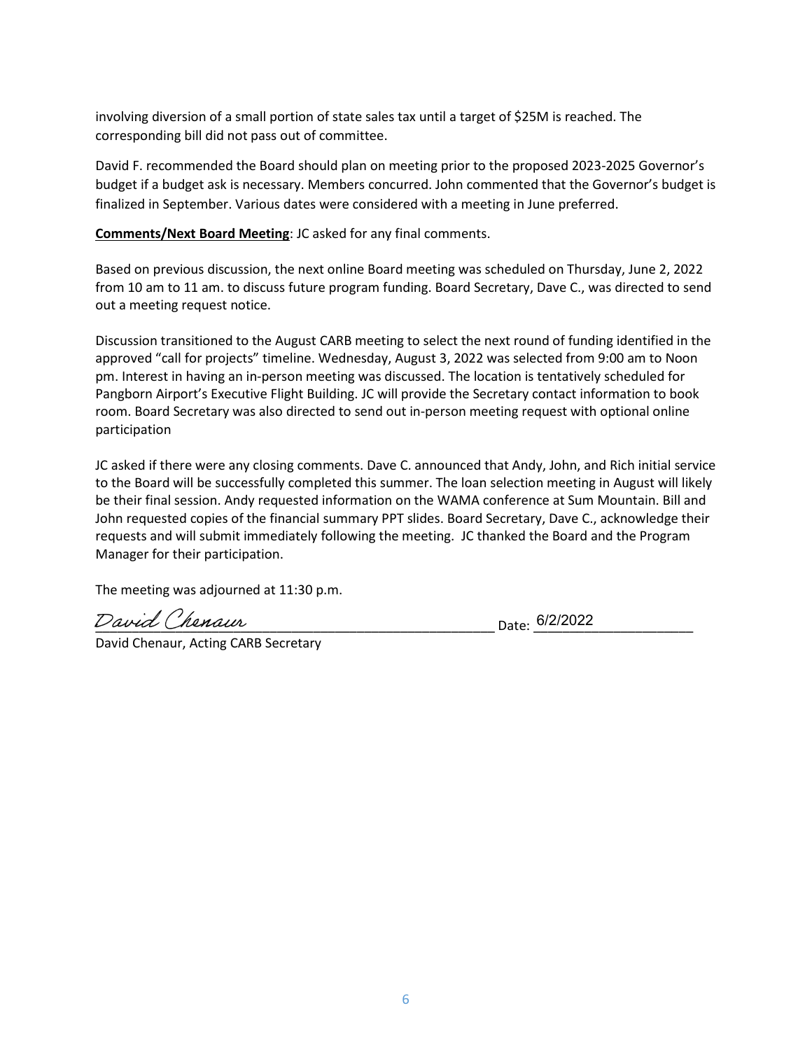involving diversion of a small portion of state sales tax until a target of $25M is reached. The corresponding bill did not pass out of committee.

David F. recommended the Board should plan on meeting prior to the proposed 2023-2025 Governor's budget if a budget ask is necessary. Members concurred. John commented that the Governor's budget is finalized in September. Various dates were considered with a meeting in June preferred.

**Comments/Next Board Meeting**: JC asked for any final comments.

Based on previous discussion, the next online Board meeting was scheduled on Thursday, June 2, 2022 from 10 am to 11 am. to discuss future program funding. Board Secretary, Dave C., was directed to send out a meeting request notice.

Discussion transitioned to the August CARB meeting to select the next round of funding identified in the approved "call for projects" timeline. Wednesday, August 3, 2022 was selected from 9:00 am to Noon pm. Interest in having an in-person meeting was discussed. The location is tentatively scheduled for Pangborn Airport's Executive Flight Building. JC will provide the Secretary contact information to book room. Board Secretary was also directed to send out in-person meeting request with optional online participation

JC asked if there were any closing comments. Dave C. announced that Andy, John, and Rich initial service to the Board will be successfully completed this summer. The loan selection meeting in August will likely be their final session. Andy requested information on the WAMA conference at Sum Mountain. Bill and John requested copies of the financial summary PPT slides. Board Secretary, Dave C., acknowledge their requests and will submit immediately following the meeting. JC thanked the Board and the Program Manager for their participation.

The meeting was adjourned at 11:30 p.m.

*David Chenaur* Date: 6/2/2022

David Chenaur, Acting CARB Secretary